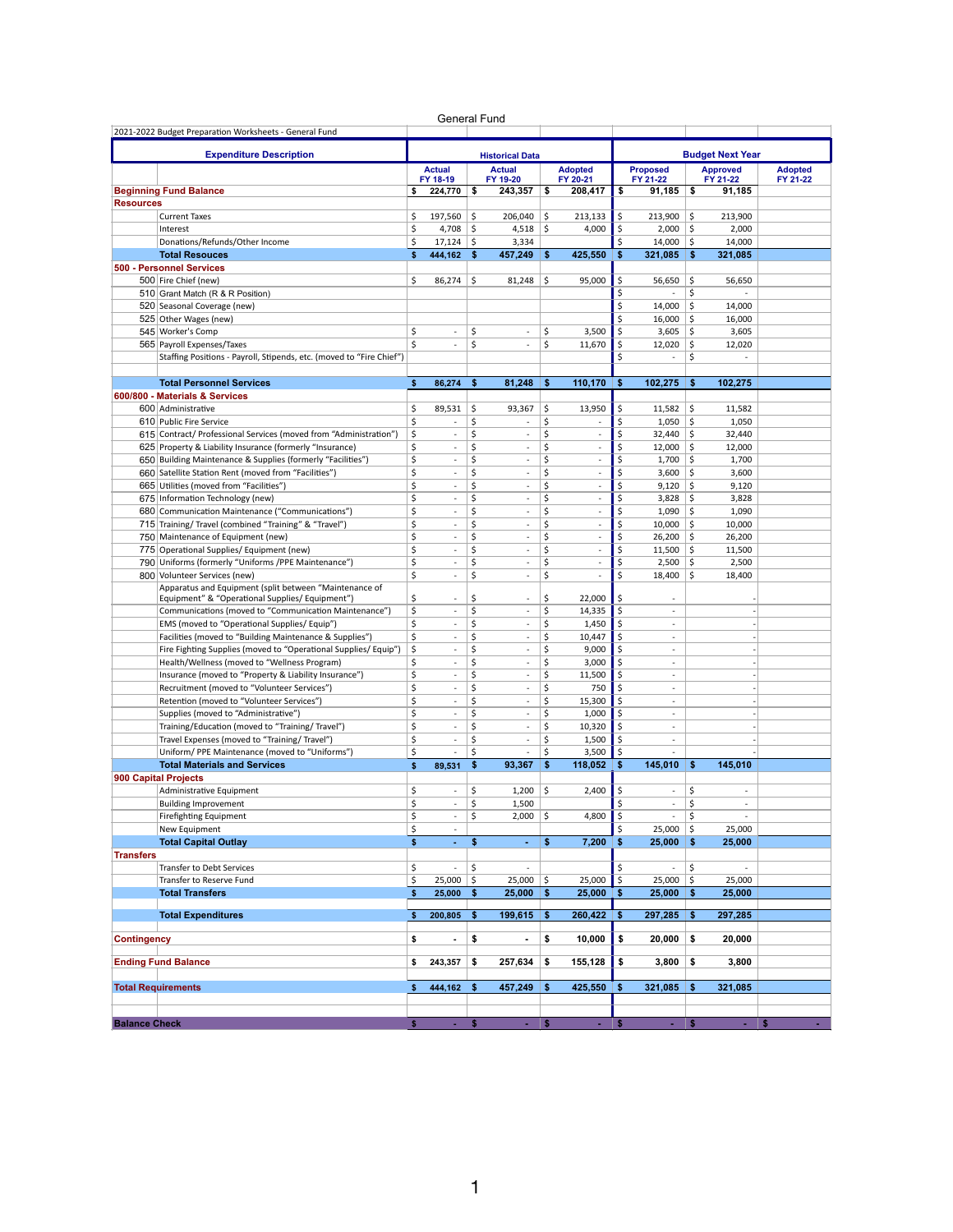# General Fund

2021-2022 Budget Preparation Worksheets - General Fund

| | Expenditure Description | Historical Data | | | Budget Next Year | | |
|---|---|---|---|---|---|---|---|
| | | Actual FY 18-19 | Actual FY 19-20 | Adopted FY 20-21 | Proposed FY 21-22 | Approved FY 21-22 | Adopted FY 21-22 |
| **Beginning Fund Balance** | | **$ 224,770** | **$ 243,357** | **$ 208,417** | **$ 91,185** | **$ 91,185** | |
| **Resources** | | | | | | | |
| | Current Taxes | $ 197,560 | $ 206,040 | $ 213,133 | $ 213,900 | $ 213,900 | |
| | Interest | $ 4,708 | $ 4,518 | $ 4,000 | $ 2,000 | $ 2,000 | |
| | Donations/Refunds/Other Income | $ 17,124 | $ 3,334 | | $ 14,000 | $ 14,000 | |
| | **Total Resouces** | **$ 444,162** | **$ 457,249** | **$ 425,550** | **$ 321,085** | **$ 321,085** | |
| **500 - Personnel Services** | | | | | | | |
| 500 | Fire Chief (new) | $ 86,274 | $ 81,248 | $ 95,000 | $ 56,650 | $ 56,650 | |
| 510 | Grant Match (R & R Position) | | | | $ - | $ - | |
| 520 | Seasonal Coverage (new) | | | | $ 14,000 | $ 14,000 | |
| 525 | Other Wages (new) | | | | $ 16,000 | $ 16,000 | |
| 545 | Worker's Comp | $ - | $ - | $ 3,500 | $ 3,605 | $ 3,605 | |
| 565 | Payroll Expenses/Taxes | $ - | $ - | $ 11,670 | $ 12,020 | $ 12,020 | |
| | Staffing Positions - Payroll, Stipends, etc. (moved to "Fire Chief") | | | | $ - | $ - | |
| | **Total Personnel Services** | **$ 86,274** | **$ 81,248** | **$ 110,170** | **$ 102,275** | **$ 102,275** | |
| **600/800 - Materials & Services** | | | | | | | |
| 600 | Administrative | $ 89,531 | $ 93,367 | $ 13,950 | $ 11,582 | $ 11,582 | |
| 610 | Public Fire Service | $ - | $ - | $ - | $ 1,050 | $ 1,050 | |
| 615 | Contract/ Professional Services (moved from "Administration") | $ - | $ - | $ - | $ 32,440 | $ 32,440 | |
| 625 | Property & Liability Insurance (formerly "Insurance) | $ - | $ - | $ - | $ 12,000 | $ 12,000 | |
| 650 | Building Maintenance & Supplies (formerly "Facilities") | $ - | $ - | $ - | $ 1,700 | $ 1,700 | |
| 660 | Satellite Station Rent (moved from "Facilities") | $ - | $ - | $ - | $ 3,600 | $ 3,600 | |
| 665 | Utilities (moved from "Facilities") | $ - | $ - | $ - | $ 9,120 | $ 9,120 | |
| 675 | Information Technology (new) | $ - | $ - | $ - | $ 3,828 | $ 3,828 | |
| 680 | Communication Maintenance ("Communications") | $ - | $ - | $ - | $ 1,090 | $ 1,090 | |
| 715 | Training/ Travel (combined "Training" & "Travel") | $ - | $ - | $ - | $ 10,000 | $ 10,000 | |
| 750 | Maintenance of Equipment (new) | $ - | $ - | $ - | $ 26,200 | $ 26,200 | |
| 775 | Operational Supplies/ Equipment (new) | $ - | $ - | $ - | $ 11,500 | $ 11,500 | |
| 790 | Uniforms (formerly "Uniforms /PPE Maintenance") | $ - | $ - | $ - | $ 2,500 | $ 2,500 | |
| 800 | Volunteer Services (new) | $ - | $ - | $ - | $ 18,400 | $ 18,400 | |
| | Apparatus and Equipment (split between "Maintenance of Equipment" & "Operational Supplies/ Equipment") | $ - | $ - | $ 22,000 | $ - | - | |
| | Communications (moved to "Communication Maintenance") | $ - | $ - | $ 14,335 | $ - | - | |
| | EMS (moved to "Operational Supplies/ Equip") | $ - | $ - | $ 1,450 | $ - | - | |
| | Facilities (moved to "Building Maintenance & Supplies") | $ - | $ - | $ 10,447 | $ - | - | |
| | Fire Fighting Supplies (moved to "Operational Supplies/ Equip") | $ - | $ - | $ 9,000 | $ - | - | |
| | Health/Wellness (moved to "Wellness Program) | $ - | $ - | $ 3,000 | $ - | - | |
| | Insurance (moved to "Property & Liability Insurance") | $ - | $ - | $ 11,500 | $ - | - | |
| | Recruitment (moved to "Volunteer Services") | $ - | $ - | $ 750 | $ - | - | |
| | Retention (moved to "Volunteer Services") | $ - | $ - | $ 15,300 | $ - | - | |
| | Supplies (moved to "Administrative") | $ - | $ - | $ 1,000 | $ - | - | |
| | Training/Education (moved to "Training/ Travel") | $ - | $ - | $ 10,320 | $ - | - | |
| | Travel Expenses (moved to "Training/ Travel") | $ - | $ - | $ 1,500 | $ - | - | |
| | Uniform/ PPE Maintenance (moved to "Uniforms") | $ - | $ - | $ 3,500 | $ - | - | |
| | **Total Materials and Services** | **$ 89,531** | **$ 93,367** | **$ 118,052** | **$ 145,010** | **$ 145,010** | |
| **900 Capital Projects** | | | | | | | |
| | Administrative Equipment | $ - | $ 1,200 | $ 2,400 | $ - | $ - | |
| | Building Improvement | $ - | $ 1,500 | | $ - | $ - | |
| | Firefighting Equipment | $ - | $ 2,000 | $ 4,800 | $ - | $ - | |
| | New Equipment | $ - | | | $ 25,000 | $ 25,000 | |
| | **Total Capital Outlay** | **$ -** | **$ -** | **$ 7,200** | **$ 25,000** | **$ 25,000** | |
| **Transfers** | | | | | | | |
| | Transfer to Debt Services | $ - | $ - | | $ - | $ - | |
| | Transfer to Reserve Fund | $ 25,000 | $ 25,000 | $ 25,000 | $ 25,000 | $ 25,000 | |
| | **Total Transfers** | **$ 25,000** | **$ 25,000** | **$ 25,000** | **$ 25,000** | **$ 25,000** | |
| | **Total Expenditures** | **$ 200,805** | **$ 199,615** | **$ 260,422** | **$ 297,285** | **$ 297,285** | |
| **Contingency** | | **$ -** | **$ -** | **$ 10,000** | **$ 20,000** | **$ 20,000** | |
| **Ending Fund Balance** | | **$ 243,357** | **$ 257,634** | **$ 155,128** | **$ 3,800** | **$ 3,800** | |
| **Total Requirements** | | **$ 444,162** | **$ 457,249** | **$ 425,550** | **$ 321,085** | **$ 321,085** | |
| **Balance Check** | | **$ -** | **$ -** | **$ -** | **$ -** | **$ -** | **$ -** |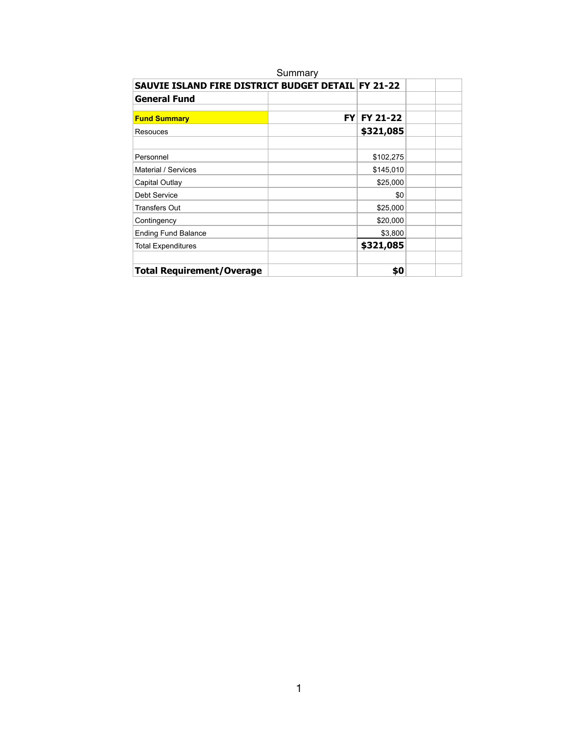Summary

| SAUVIE ISLAND FIRE DISTRICT BUDGET DETAIL | | FY 21-22 | | |
|---|---|---|---|---|
| **General Fund** | | | | |
| | | | | |
| **Fund Summary** | **FY** | **FY 21-22** | | |
| Resouces | | **$321,085** | | |
| | | | | |
| Personnel | | $102,275 | | |
| Material / Services | | $145,010 | | |
| Capital Outlay | | $25,000 | | |
| Debt Service | | $0 | | |
| Transfers Out | | $25,000 | | |
| Contingency | | $20,000 | | |
| Ending Fund Balance | | $3,800 | | |
| Total Expenditures | | **$321,085** | | |
| | | | | |
| **Total Requirement/Overage** | | **$0** | | |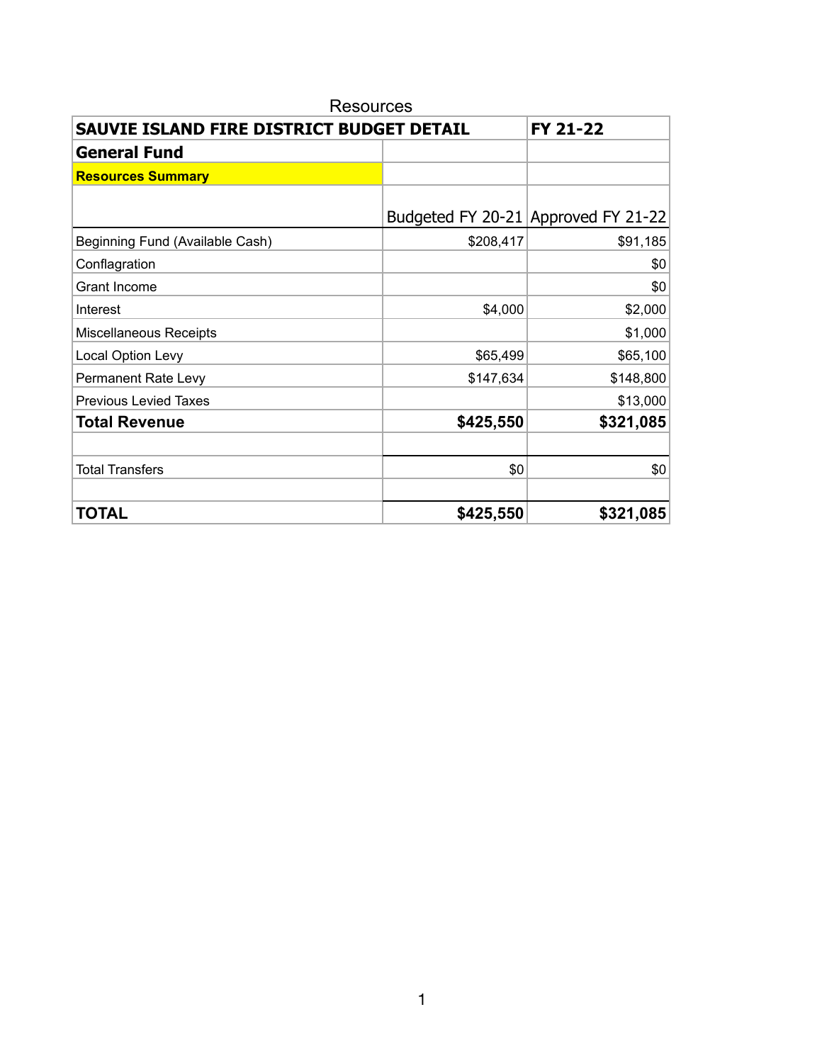Resources

| SAUVIE ISLAND FIRE DISTRICT BUDGET DETAIL | | FY 21-22 |
|---|---|---|
| **General Fund** | | |
| **Resources Summary** | | |
| | Budgeted FY 20-21 | Approved FY 21-22 |
| Beginning Fund (Available Cash) | $208,417 | $91,185 |
| Conflagration | | $0 |
| Grant Income | | $0 |
| Interest | $4,000 | $2,000 |
| Miscellaneous Receipts | | $1,000 |
| Local Option Levy | $65,499 | $65,100 |
| Permanent Rate Levy | $147,634 | $148,800 |
| Previous Levied Taxes | | $13,000 |
| **Total Revenue** | **$425,550** | **$321,085** |
| | | |
| Total Transfers | $0 | $0 |
| | | |
| **TOTAL** | **$425,550** | **$321,085** |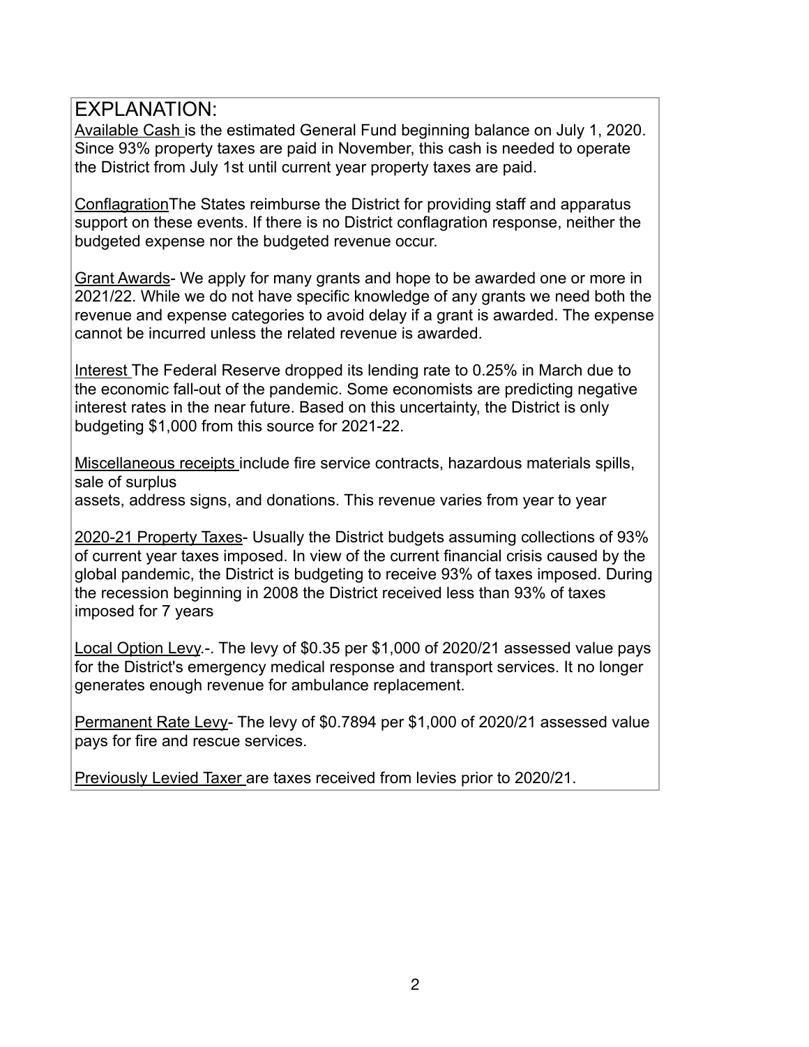# EXPLANATION:

<u>Available Cash</u> is the estimated General Fund beginning balance on July 1, 2020. Since 93% property taxes are paid in November, this cash is needed to operate the District from July 1st until current year property taxes are paid.

<u>Conflagration</u>The States reimburse the District for providing staff and apparatus support on these events. If there is no District conflagration response, neither the budgeted expense nor the budgeted revenue occur.

<u>Grant Awards</u>- We apply for many grants and hope to be awarded one or more in 2021/22. While we do not have specific knowledge of any grants we need both the revenue and expense categories to avoid delay if a grant is awarded. The expense cannot be incurred unless the related revenue is awarded.

<u>Interest</u> The Federal Reserve dropped its lending rate to 0.25% in March due to the economic fall-out of the pandemic. Some economists are predicting negative interest rates in the near future. Based on this uncertainty, the District is only budgeting $1,000 from this source for 2021-22.

<u>Miscellaneous receipts</u> include fire service contracts, hazardous materials spills, sale of surplus
assets, address signs, and donations. This revenue varies from year to year

<u>2020-21 Property Taxes</u>- Usually the District budgets assuming collections of 93% of current year taxes imposed. In view of the current financial crisis caused by the global pandemic, the District is budgeting to receive 93% of taxes imposed. During the recession beginning in 2008 the District received less than 93% of taxes imposed for 7 years

<u>Local Option Levy</u>.-. The levy of $0.35 per $1,000 of 2020/21 assessed value pays for the District's emergency medical response and transport services. It no longer generates enough revenue for ambulance replacement.

<u>Permanent Rate Levy</u>- The levy of $0.7894 per $1,000 of 2020/21 assessed value pays for fire and rescue services.

<u>Previously Levied Taxer</u> are taxes received from levies prior to 2020/21.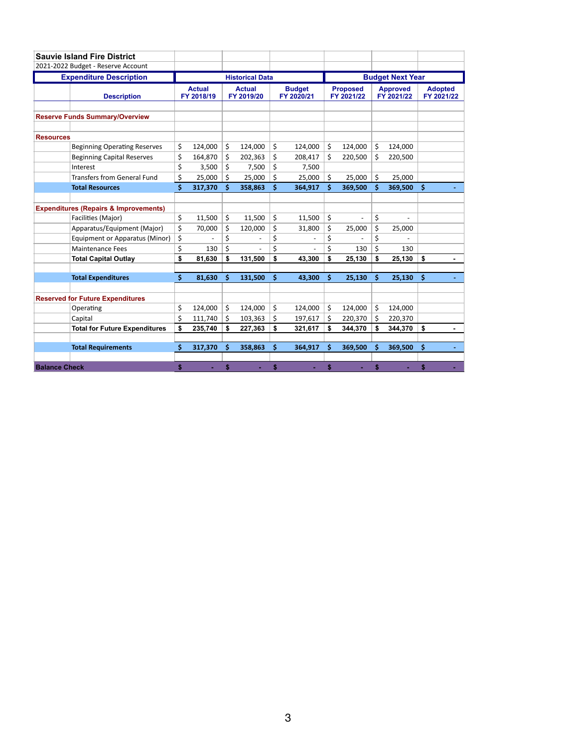**Sauvie Island Fire District**

2021-2022 Budget - Reserve Account

| Expenditure Description | | Historical Data | | | Budget Next Year | | |
|---|---|---|---|---|---|---|---|
| | Description | Actual FY 2018/19 | Actual FY 2019/20 | Budget FY 2020/21 | Proposed FY 2021/22 | Approved FY 2021/22 | Adopted FY 2021/22 |
| **Reserve Funds Summary/Overview** | | | | | | | |
| **Resources** | | | | | | | |
| | Beginning Operating Reserves | $ 124,000 | $ 124,000 | $ 124,000 | $ 124,000 | $ 124,000 | |
| | Beginning Capital Reserves | $ 164,870 | $ 202,363 | $ 208,417 | $ 220,500 | $ 220,500 | |
| | Interest | $ 3,500 | $ 7,500 | $ 7,500 | | | |
| | Transfers from General Fund | $ 25,000 | $ 25,000 | $ 25,000 | $ 25,000 | $ 25,000 | |
| | **Total Resources** | **$ 317,370** | **$ 358,863** | **$ 364,917** | **$ 369,500** | **$ 369,500** | **$ -** |
| **Expenditures (Repairs & Improvements)** | | | | | | | |
| | Facilities (Major) | $ 11,500 | $ 11,500 | $ 11,500 | $ - | $ - | |
| | Apparatus/Equipment (Major) | $ 70,000 | $ 120,000 | $ 31,800 | $ 25,000 | $ 25,000 | |
| | Equipment or Apparatus (Minor) | $ - | $ - | $ - | $ - | $ - | |
| | Maintenance Fees | $ 130 | $ - | $ - | $ 130 | $ 130 | |
| | **Total Capital Outlay** | **$ 81,630** | **$ 131,500** | **$ 43,300** | **$ 25,130** | **$ 25,130** | **$ -** |
| | **Total Expenditures** | **$ 81,630** | **$ 131,500** | **$ 43,300** | **$ 25,130** | **$ 25,130** | **$ -** |
| **Reserved for Future Expenditures** | | | | | | | |
| | Operating | $ 124,000 | $ 124,000 | $ 124,000 | $ 124,000 | $ 124,000 | |
| | Capital | $ 111,740 | $ 103,363 | $ 197,617 | $ 220,370 | $ 220,370 | |
| | **Total for Future Expenditures** | **$ 235,740** | **$ 227,363** | **$ 321,617** | **$ 344,370** | **$ 344,370** | **$ -** |
| | **Total Requirements** | **$ 317,370** | **$ 358,863** | **$ 364,917** | **$ 369,500** | **$ 369,500** | **$ -** |
| **Balance Check** | | **$ -** | **$ -** | **$ -** | **$ -** | **$ -** | **$ -** |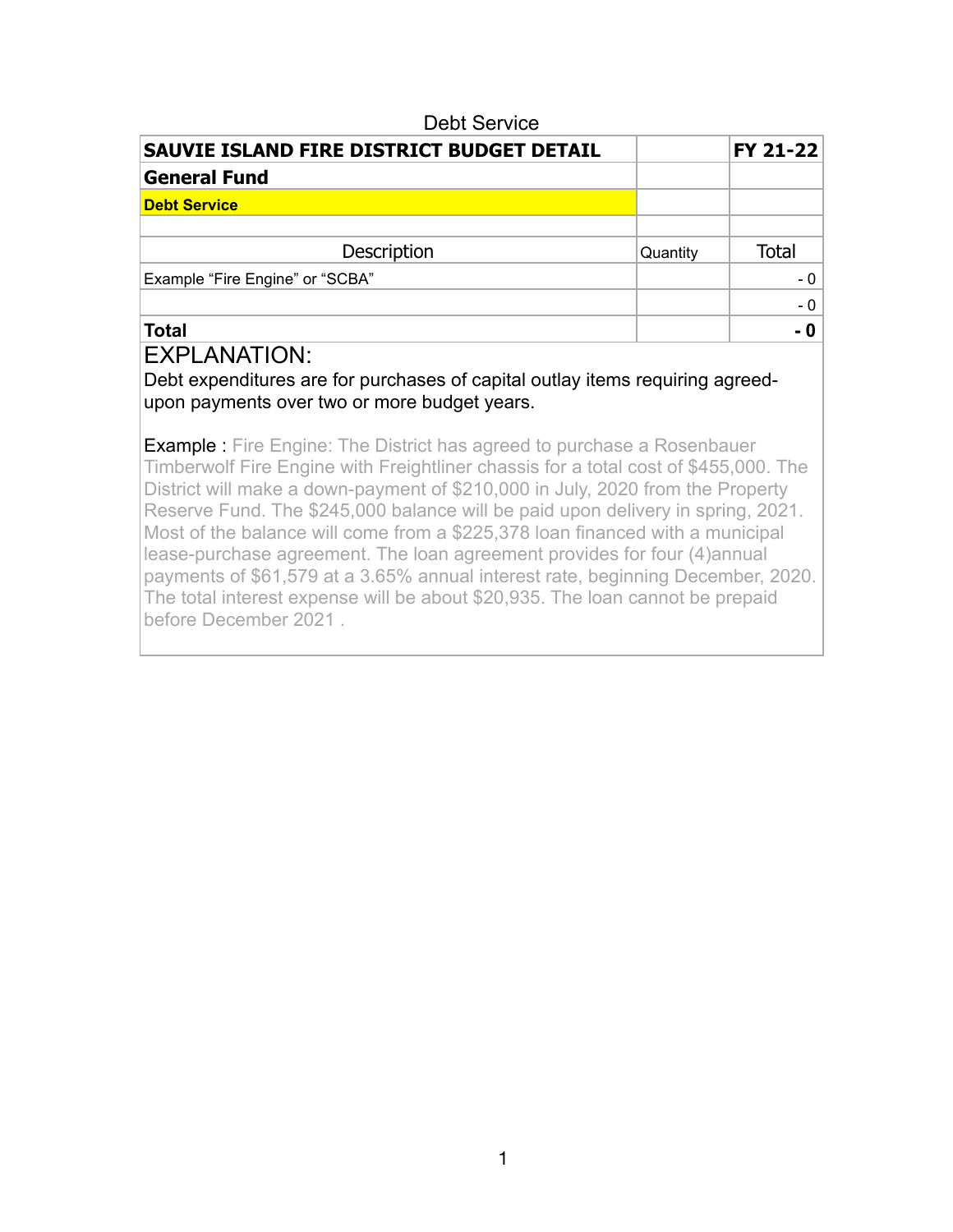# Debt Service

| SAUVIE ISLAND FIRE DISTRICT BUDGET DETAIL | | FY 21-22 |
|---|---|---|
| **General Fund** | | |
| **Debt Service** | | |
| | | |
| Description | Quantity | Total |
| Example "Fire Engine" or "SCBA" | | - 0 |
| | | - 0 |
| **Total** | | **- 0** |

## EXPLANATION:

Debt expenditures are for purchases of capital outlay items requiring agreed-upon payments over two or more budget years.

Example : Fire Engine: The District has agreed to purchase a Rosenbauer Timberwolf Fire Engine with Freightliner chassis for a total cost of $455,000. The District will make a down-payment of $210,000 in July, 2020 from the Property Reserve Fund. The $245,000 balance will be paid upon delivery in spring, 2021. Most of the balance will come from a $225,378 loan financed with a municipal lease-purchase agreement. The loan agreement provides for four (4)annual payments of $61,579 at a 3.65% annual interest rate, beginning December, 2020. The total interest expense will be about $20,935. The loan cannot be prepaid before December 2021 .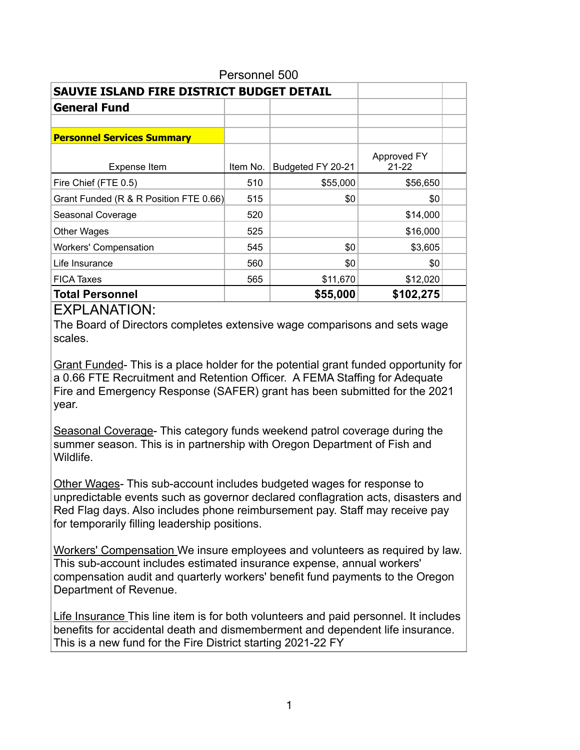Personnel 500

| SAUVIE ISLAND FIRE DISTRICT BUDGET DETAIL | | | | |
|---|---|---|---|---|
| **General Fund** | | | | |
| | | | | |
| **Personnel Services Summary** | | | | |
| Expense Item | Item No. | Budgeted FY 20-21 | Approved FY 21-22 | |
| Fire Chief (FTE 0.5) | 510 | $55,000 | $56,650 | |
| Grant Funded (R & R Position FTE 0.66) | 515 | $0 | $0 | |
| Seasonal Coverage | 520 | | $14,000 | |
| Other Wages | 525 | | $16,000 | |
| Workers' Compensation | 545 | $0 | $3,605 | |
| Life Insurance | 560 | $0 | $0 | |
| FICA Taxes | 565 | $11,670 | $12,020 | |
| **Total Personnel** | | **$55,000** | **$102,275** | |

## EXPLANATION:

The Board of Directors completes extensive wage comparisons and sets wage scales.

Grant Funded- This is a place holder for the potential grant funded opportunity for a 0.66 FTE Recruitment and Retention Officer. A FEMA Staffing for Adequate Fire and Emergency Response (SAFER) grant has been submitted for the 2021 year.

Seasonal Coverage- This category funds weekend patrol coverage during the summer season. This is in partnership with Oregon Department of Fish and Wildlife.

Other Wages- This sub-account includes budgeted wages for response to unpredictable events such as governor declared conflagration acts, disasters and Red Flag days. Also includes phone reimbursement pay. Staff may receive pay for temporarily filling leadership positions.

Workers' Compensation We insure employees and volunteers as required by law. This sub-account includes estimated insurance expense, annual workers' compensation audit and quarterly workers' benefit fund payments to the Oregon Department of Revenue.

Life Insurance This line item is for both volunteers and paid personnel. It includes benefits for accidental death and dismemberment and dependent life insurance. This is a new fund for the Fire District starting 2021-22 FY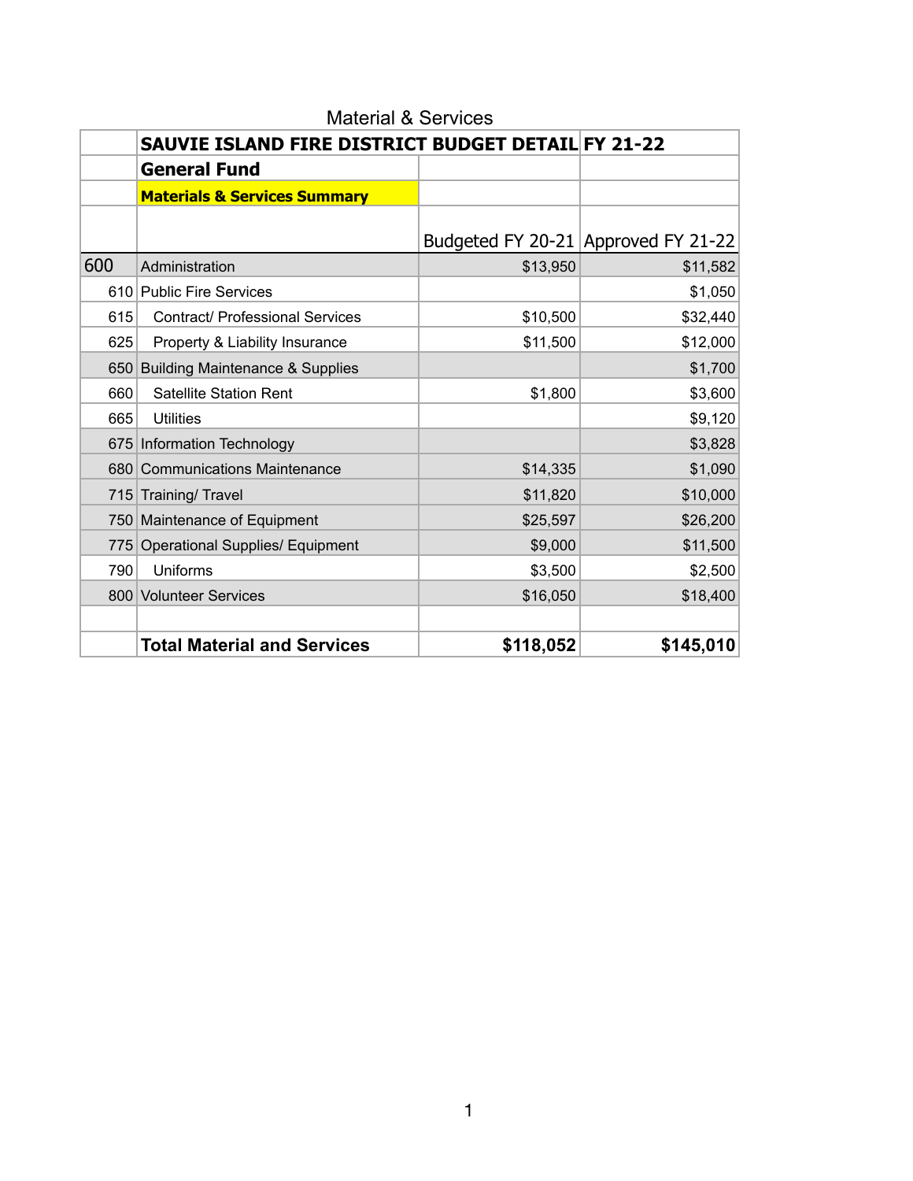Material & Services

| | SAUVIE ISLAND FIRE DISTRICT BUDGET DETAIL | | FY 21-22 |
|---|---|---|---|
| | **General Fund** | | |
| | **Materials & Services Summary** | | |
| | | Budgeted FY 20-21 | Approved FY 21-22 |
| 600 | Administration | $13,950 | $11,582 |
| 610 | Public Fire Services | | $1,050 |
| 615 | Contract/ Professional Services | $10,500 | $32,440 |
| 625 | Property & Liability Insurance | $11,500 | $12,000 |
| 650 | Building Maintenance & Supplies | | $1,700 |
| 660 | Satellite Station Rent | $1,800 | $3,600 |
| 665 | Utilities | | $9,120 |
| 675 | Information Technology | | $3,828 |
| 680 | Communications Maintenance | $14,335 | $1,090 |
| 715 | Training/ Travel | $11,820 | $10,000 |
| 750 | Maintenance of Equipment | $25,597 | $26,200 |
| 775 | Operational Supplies/ Equipment | $9,000 | $11,500 |
| 790 | Uniforms | $3,500 | $2,500 |
| 800 | Volunteer Services | $16,050 | $18,400 |
| | | | |
| | **Total Material and Services** | **$118,052** | **$145,010** |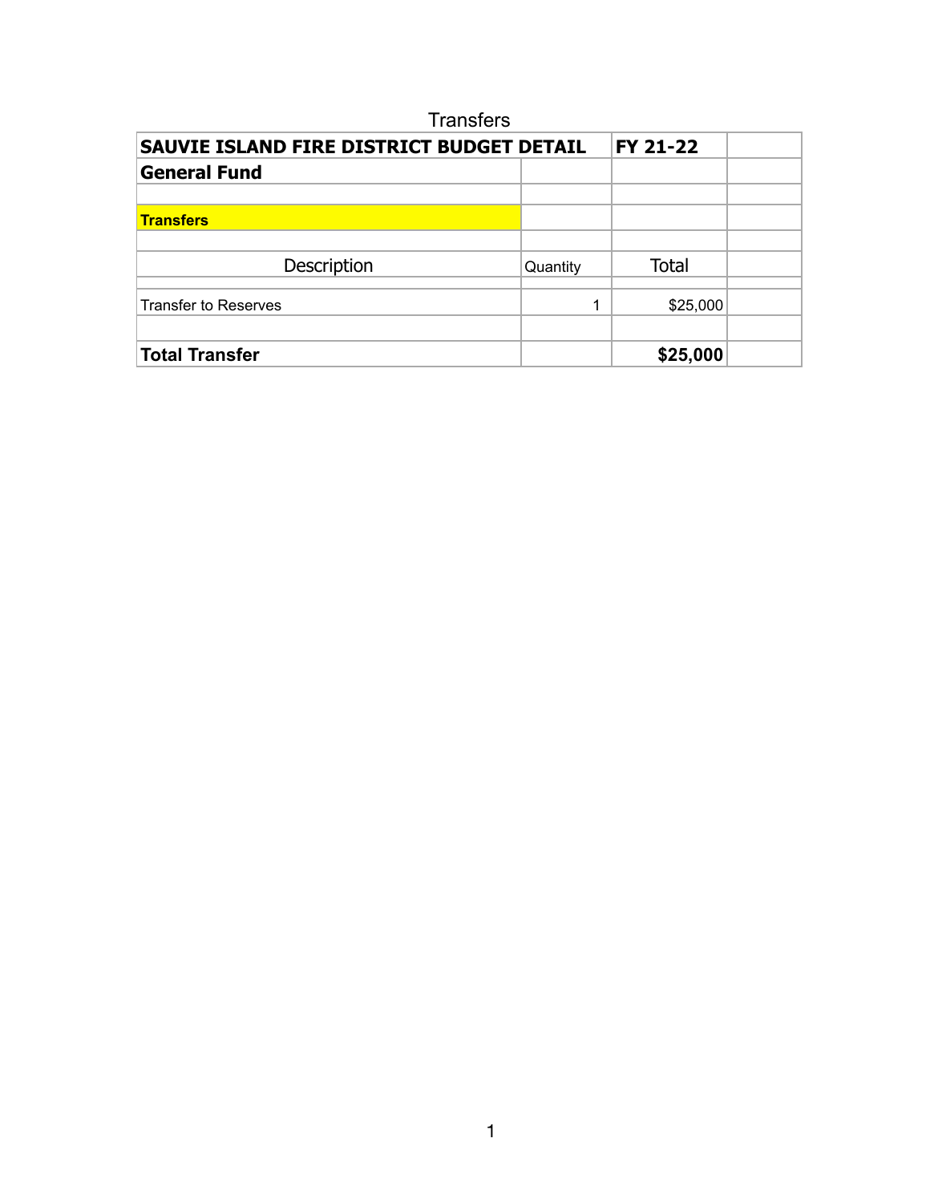Transfers

| SAUVIE ISLAND FIRE DISTRICT BUDGET DETAIL | | FY 21-22 | |
|---|---|---|---|
| **General Fund** | | | |
| | | | |
| **Transfers** | | | |
| | | | |
| Description | Quantity | Total | |
| | | | |
| Transfer to Reserves | 1 | $25,000 | |
| | | | |
| **Total Transfer** | | **$25,000** | |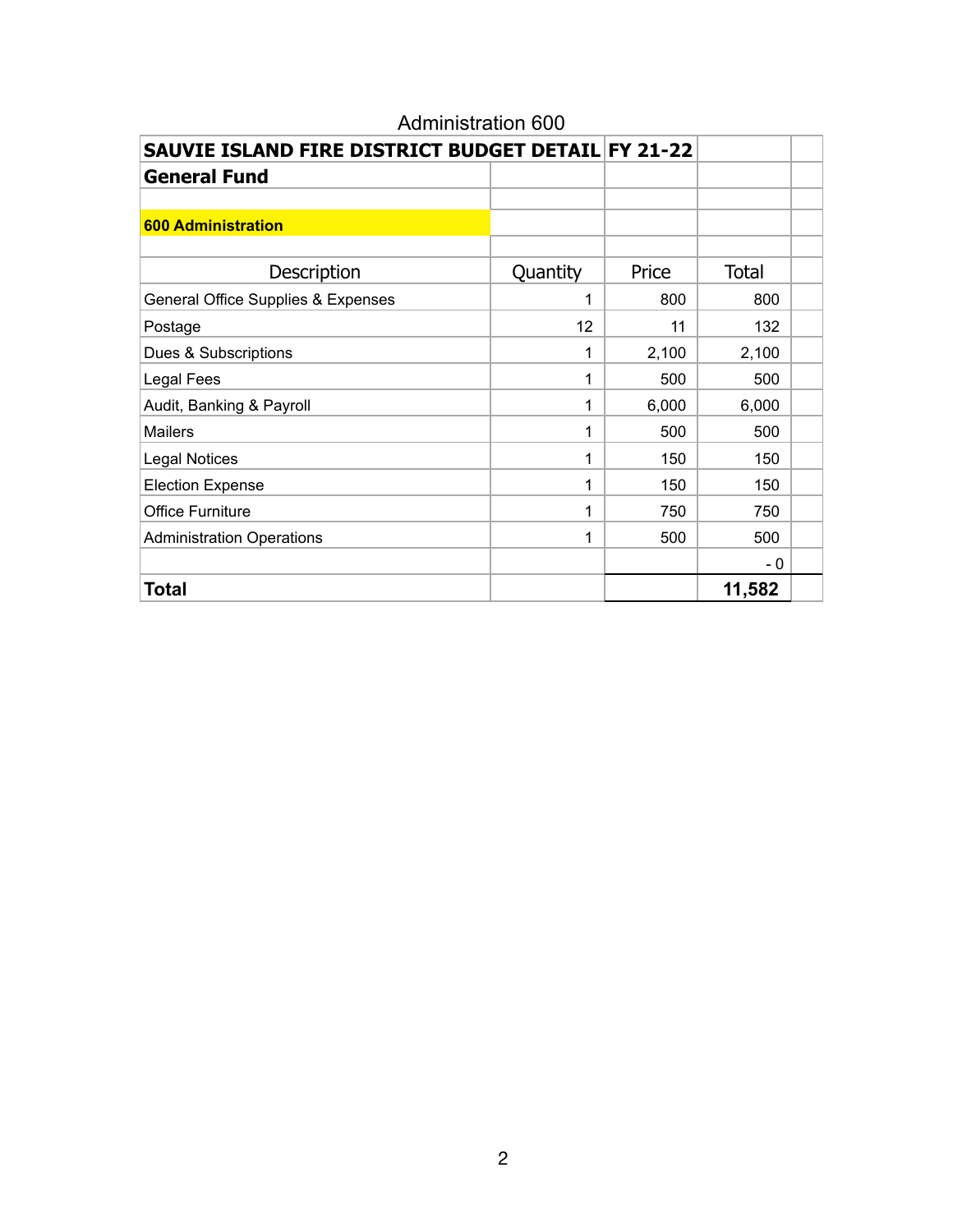Administration 600

| SAUVIE ISLAND FIRE DISTRICT BUDGET DETAIL | FY 21-22 | | |
|---|---|---|---|
| **General Fund** | | | |
| | | | |
| **600 Administration** | | | |
| | | | |
| Description | Quantity | Price | Total |
| General Office Supplies & Expenses | 1 | 800 | 800 |
| Postage | 12 | 11 | 132 |
| Dues & Subscriptions | 1 | 2,100 | 2,100 |
| Legal Fees | 1 | 500 | 500 |
| Audit, Banking & Payroll | 1 | 6,000 | 6,000 |
| Mailers | 1 | 500 | 500 |
| Legal Notices | 1 | 150 | 150 |
| Election Expense | 1 | 150 | 150 |
| Office Furniture | 1 | 750 | 750 |
| Administration Operations | 1 | 500 | 500 |
| | | | - 0 |
| **Total** | | | **11,582** |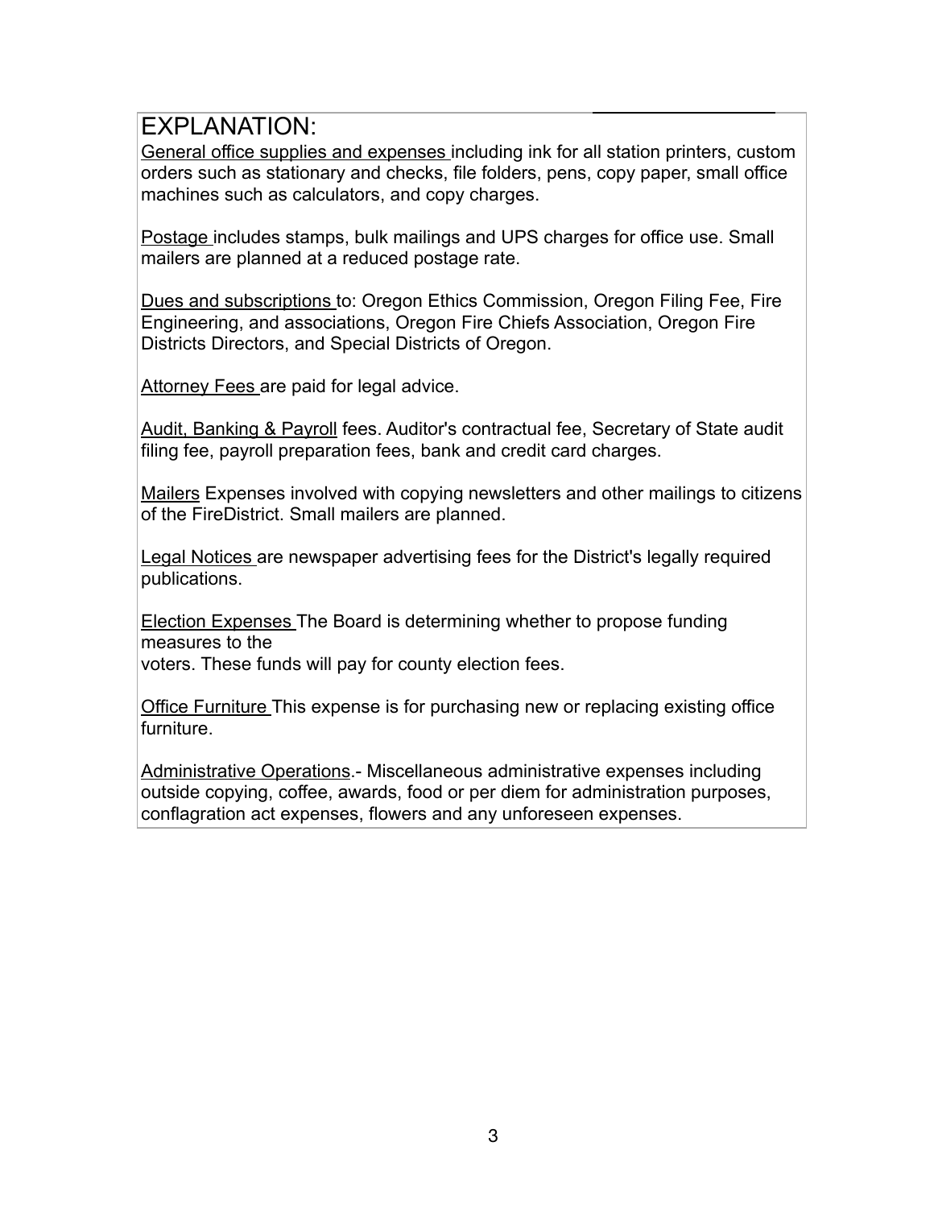# EXPLANATION:

General office supplies and expenses including ink for all station printers, custom orders such as stationary and checks, file folders, pens, copy paper, small office machines such as calculators, and copy charges.

Postage includes stamps, bulk mailings and UPS charges for office use. Small mailers are planned at a reduced postage rate.

Dues and subscriptions to: Oregon Ethics Commission, Oregon Filing Fee, Fire Engineering, and associations, Oregon Fire Chiefs Association, Oregon Fire Districts Directors, and Special Districts of Oregon.

Attorney Fees are paid for legal advice.

Audit, Banking & Payroll fees. Auditor's contractual fee, Secretary of State audit filing fee, payroll preparation fees, bank and credit card charges.

Mailers Expenses involved with copying newsletters and other mailings to citizens of the FireDistrict. Small mailers are planned.

Legal Notices are newspaper advertising fees for the District's legally required publications.

Election Expenses The Board is determining whether to propose funding measures to the
voters. These funds will pay for county election fees.

Office Furniture This expense is for purchasing new or replacing existing office furniture.

Administrative Operations.- Miscellaneous administrative expenses including outside copying, coffee, awards, food or per diem for administration purposes, conflagration act expenses, flowers and any unforeseen expenses.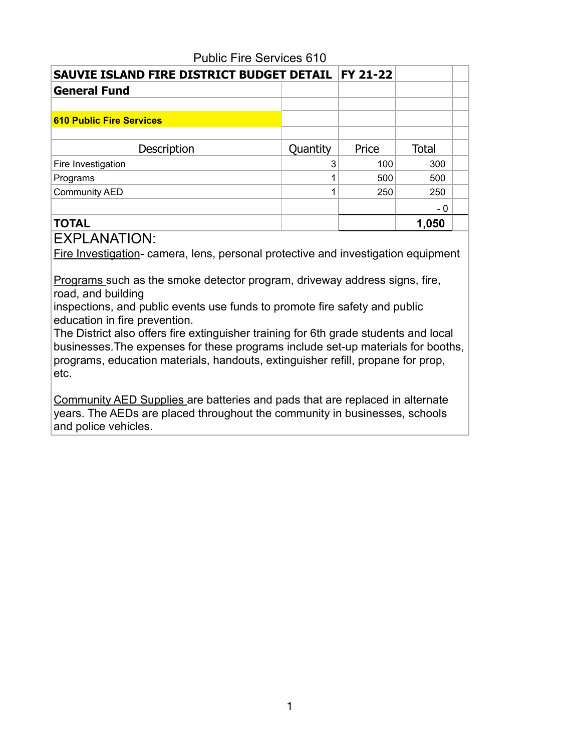Public Fire Services 610

| SAUVIE ISLAND FIRE DISTRICT BUDGET DETAIL | FY 21-22 | | |
|---|---|---|---|
| **General Fund** | | | |
| | | | |
| **610 Public Fire Services** | | | |
| | | | |
| Description | Quantity | Price | Total |
| Fire Investigation | 3 | 100 | 300 |
| Programs | 1 | 500 | 500 |
| Community AED | 1 | 250 | 250 |
| | | | - 0 |
| **TOTAL** | | | **1,050** |

EXPLANATION:

Fire Investigation- camera, lens, personal protective and investigation equipment

Programs such as the smoke detector program, driveway address signs, fire, road, and building inspections, and public events use funds to promote fire safety and public education in fire prevention.
The District also offers fire extinguisher training for 6th grade students and local businesses.The expenses for these programs include set-up materials for booths, programs, education materials, handouts, extinguisher refill, propane for prop, etc.

Community AED Supplies are batteries and pads that are replaced in alternate years. The AEDs are placed throughout the community in businesses, schools and police vehicles.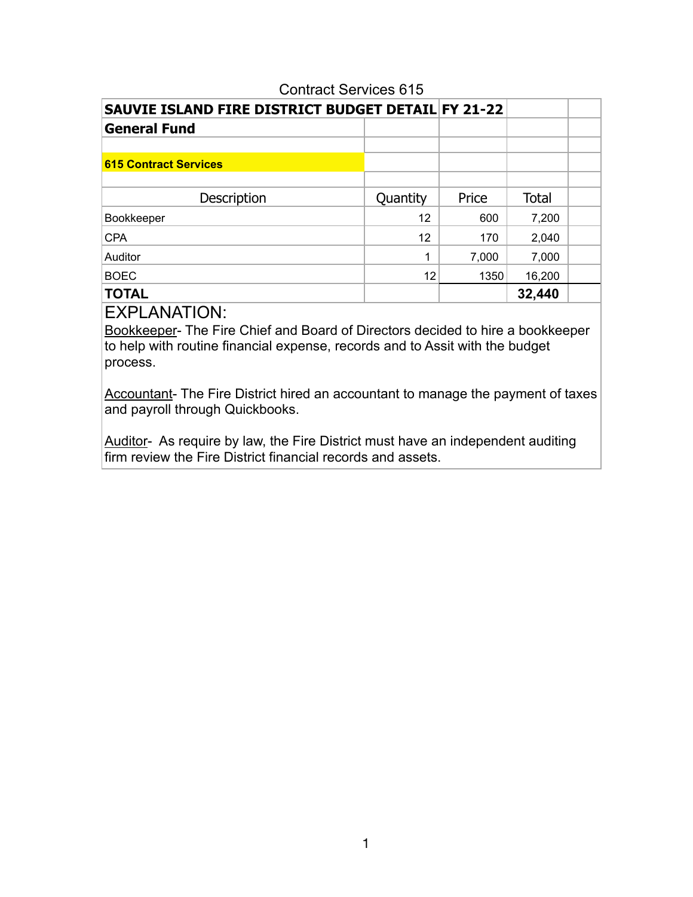Contract Services 615

| SAUVIE ISLAND FIRE DISTRICT BUDGET DETAIL | FY 21-22 | | | |
|---|---|---|---|---|
| **General Fund** | | | | |
| | | | | |
| **615 Contract Services** | | | | |
| | | | | |
| Description | Quantity | Price | Total | |
| Bookkeeper | 12 | 600 | 7,200 | |
| CPA | 12 | 170 | 2,040 | |
| Auditor | 1 | 7,000 | 7,000 | |
| BOEC | 12 | 1350 | 16,200 | |
| **TOTAL** | | | **32,440** | |

EXPLANATION:

Bookkeeper- The Fire Chief and Board of Directors decided to hire a bookkeeper to help with routine financial expense, records and to Assit with the budget process.

Accountant- The Fire District hired an accountant to manage the payment of taxes and payroll through Quickbooks.

Auditor- As require by law, the Fire District must have an independent auditing firm review the Fire District financial records and assets.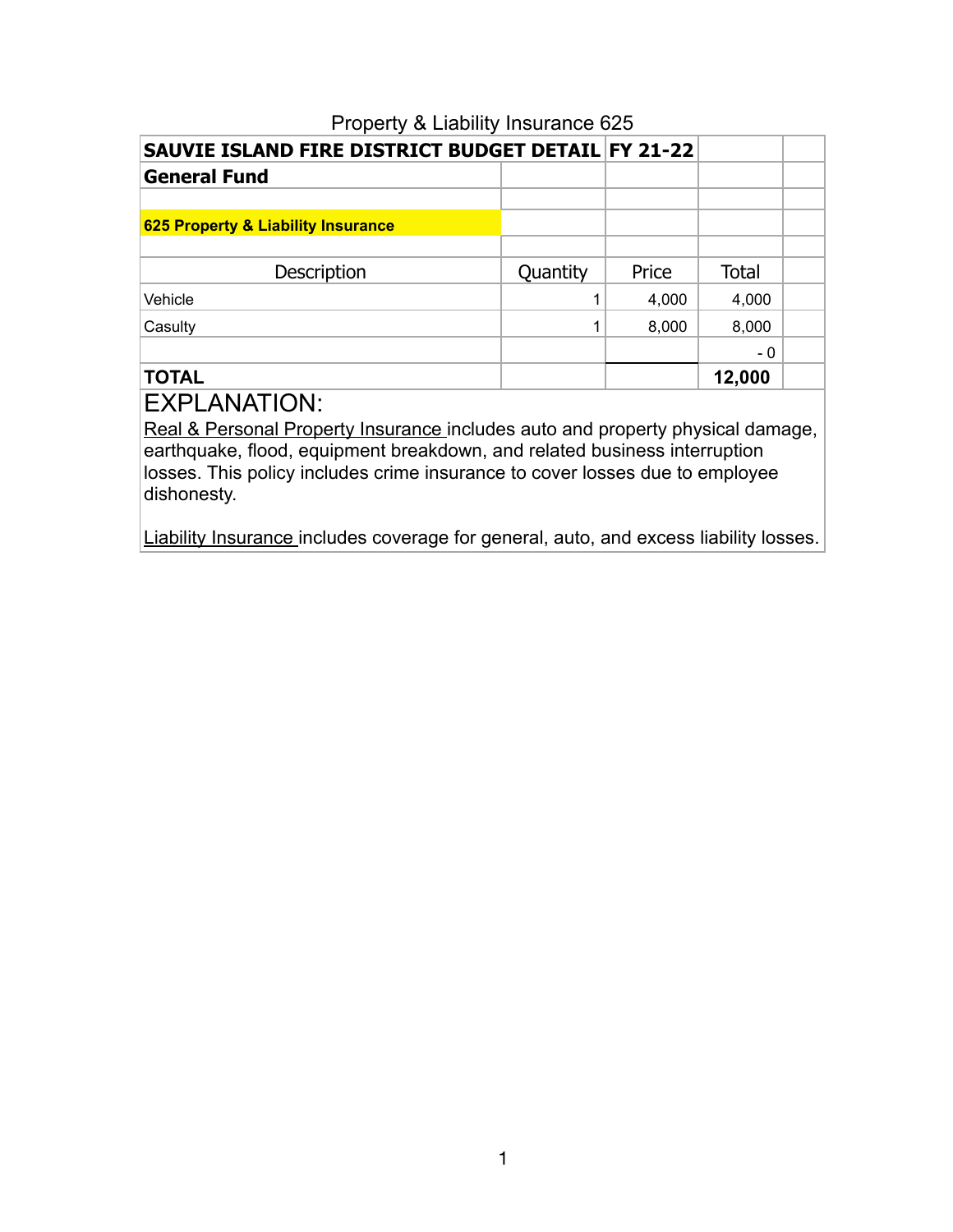Property & Liability Insurance 625

| SAUVIE ISLAND FIRE DISTRICT BUDGET DETAIL | FY 21-22 | | | |
|---|---|---|---|---|
| **General Fund** | | | | |
| | | | | |
| **625 Property & Liability Insurance** | | | | |
| | | | | |
| Description | Quantity | Price | Total | |
| Vehicle | 1 | 4,000 | 4,000 | |
| Casulty | 1 | 8,000 | 8,000 | |
| | | | - 0 | |
| **TOTAL** | | | **12,000** | |

EXPLANATION:

Real & Personal Property Insurance includes auto and property physical damage, earthquake, flood, equipment breakdown, and related business interruption losses. This policy includes crime insurance to cover losses due to employee dishonesty.

Liability Insurance includes coverage for general, auto, and excess liability losses.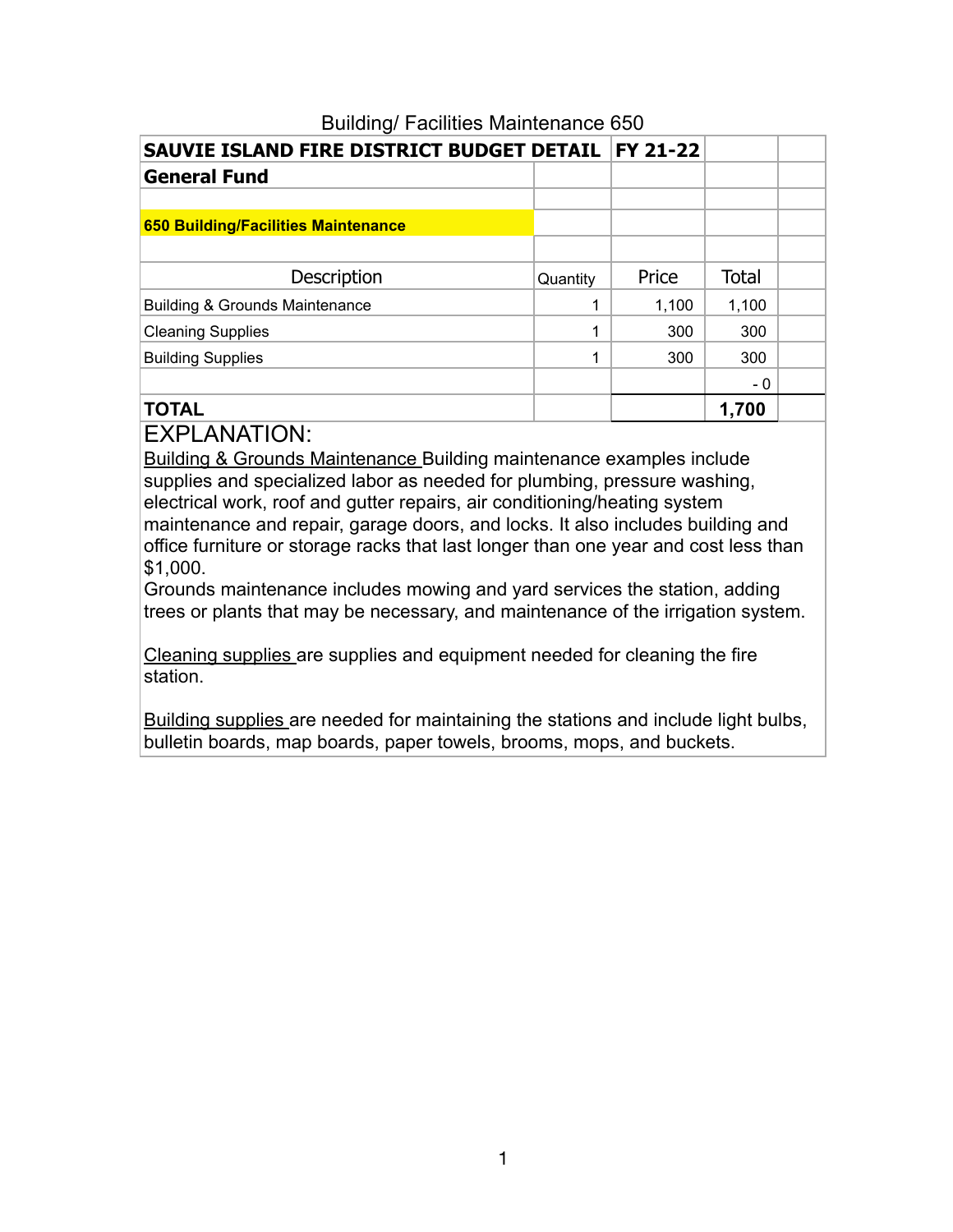# Building/ Facilities Maintenance 650

| SAUVIE ISLAND FIRE DISTRICT BUDGET DETAIL | | FY 21-22 | | |
|---|---|---|---|---|
| **General Fund** | | | | |
| | | | | |
| **650 Building/Facilities Maintenance** | | | | |
| | | | | |
| Description | Quantity | Price | Total | |
| Building & Grounds Maintenance | 1 | 1,100 | 1,100 | |
| Cleaning Supplies | 1 | 300 | 300 | |
| Building Supplies | 1 | 300 | 300 | |
| | | | - 0 | |
| **TOTAL** | | | **1,700** | |

EXPLANATION:

Building & Grounds Maintenance Building maintenance examples include supplies and specialized labor as needed for plumbing, pressure washing, electrical work, roof and gutter repairs, air conditioning/heating system maintenance and repair, garage doors, and locks. It also includes building and office furniture or storage racks that last longer than one year and cost less than $1,000.
Grounds maintenance includes mowing and yard services the station, adding trees or plants that may be necessary, and maintenance of the irrigation system.

Cleaning supplies are supplies and equipment needed for cleaning the fire station.

Building supplies are needed for maintaining the stations and include light bulbs, bulletin boards, map boards, paper towels, brooms, mops, and buckets.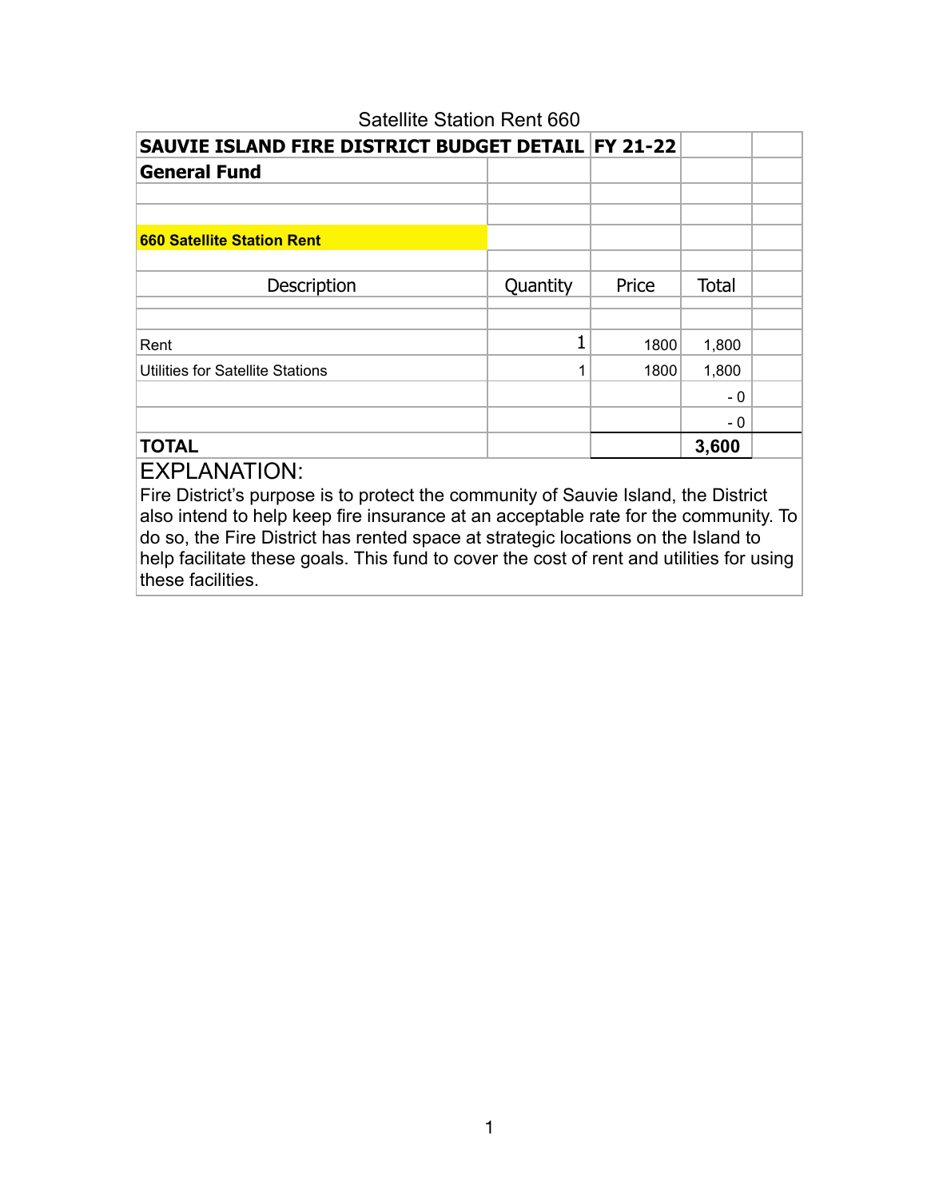Satellite Station Rent 660

| SAUVIE ISLAND FIRE DISTRICT BUDGET DETAIL | FY 21-22 | | | |
|---|---|---|---|---|
| **General Fund** | | | | |
| | | | | |
| | | | | |
| **660 Satellite Station Rent** | | | | |
| | | | | |
| Description | Quantity | Price | Total | |
| | | | | |
| | | | | |
| Rent | 1 | 1800 | 1,800 | |
| Utilities for Satellite Stations | 1 | 1800 | 1,800 | |
| | | | - 0 | |
| | | | - 0 | |
| **TOTAL** | | | **3,600** | |

EXPLANATION:

Fire District's purpose is to protect the community of Sauvie Island, the District also intend to help keep fire insurance at an acceptable rate for the community. To do so, the Fire District has rented space at strategic locations on the Island to help facilitate these goals. This fund to cover the cost of rent and utilities for using these facilities.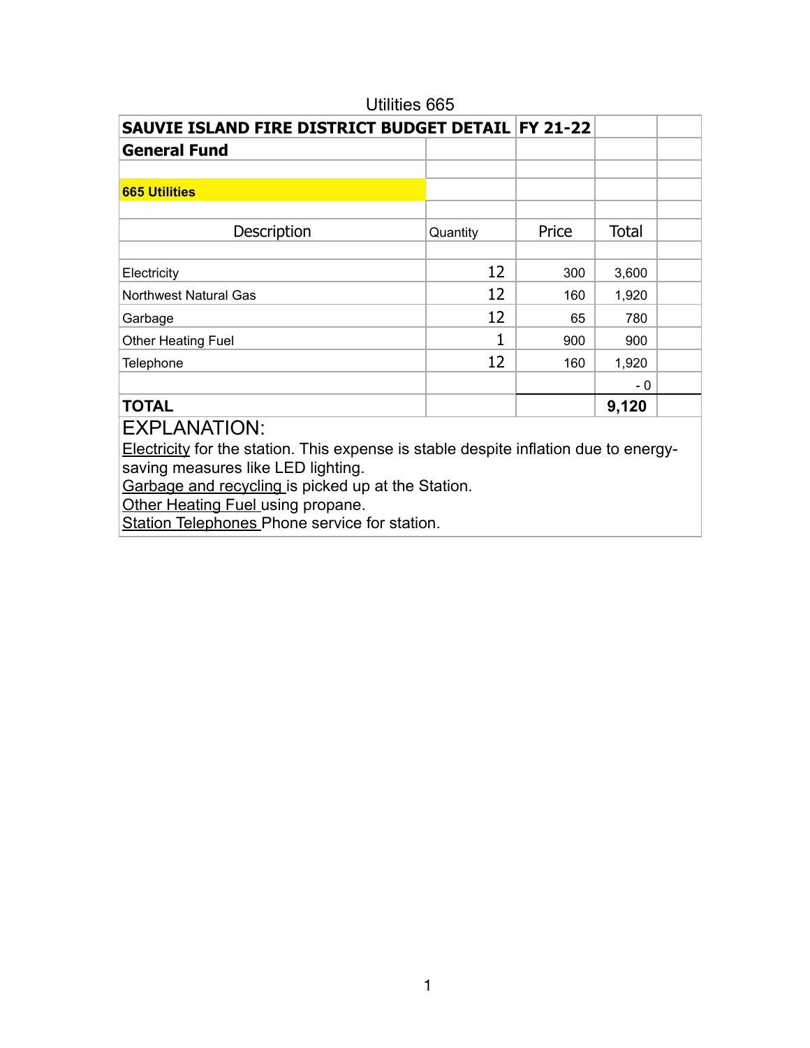Utilities 665

| SAUVIE ISLAND FIRE DISTRICT BUDGET DETAIL | FY 21-22 | | |
|---|---|---|---|
| **General Fund** | | | |
| | | | |
| **665 Utilities** | | | |
| | | | |
| Description | Quantity | Price | Total |
| | | | |
| Electricity | 12 | 300 | 3,600 |
| Northwest Natural Gas | 12 | 160 | 1,920 |
| Garbage | 12 | 65 | 780 |
| Other Heating Fuel | 1 | 900 | 900 |
| Telephone | 12 | 160 | 1,920 |
| | | | - 0 |
| **TOTAL** | | | **9,120** |

EXPLANATION:

Electricity for the station. This expense is stable despite inflation due to energy-saving measures like LED lighting.
Garbage and recycling is picked up at the Station.
Other Heating Fuel using propane.
Station Telephones Phone service for station.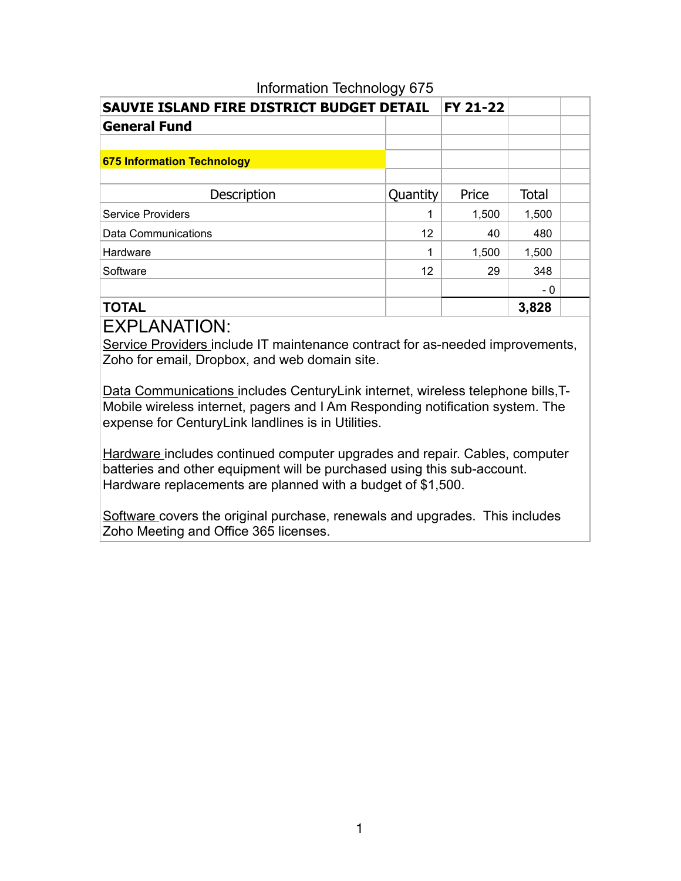Information Technology 675

| SAUVIE ISLAND FIRE DISTRICT BUDGET DETAIL | | FY 21-22 | | |
|---|---|---|---|---|
| **General Fund** | | | | |
| | | | | |
| **675 Information Technology** | | | | |
| | | | | |
| Description | Quantity | Price | Total | |
| Service Providers | 1 | 1,500 | 1,500 | |
| Data Communications | 12 | 40 | 480 | |
| Hardware | 1 | 1,500 | 1,500 | |
| Software | 12 | 29 | 348 | |
| | | | - 0 | |
| **TOTAL** | | | **3,828** | |

# EXPLANATION:

Service Providers include IT maintenance contract for as-needed improvements, Zoho for email, Dropbox, and web domain site.

Data Communications includes CenturyLink internet, wireless telephone bills,T-Mobile wireless internet, pagers and I Am Responding notification system. The expense for CenturyLink landlines is in Utilities.

Hardware includes continued computer upgrades and repair. Cables, computer batteries and other equipment will be purchased using this sub-account. Hardware replacements are planned with a budget of $1,500.

Software covers the original purchase, renewals and upgrades. This includes Zoho Meeting and Office 365 licenses.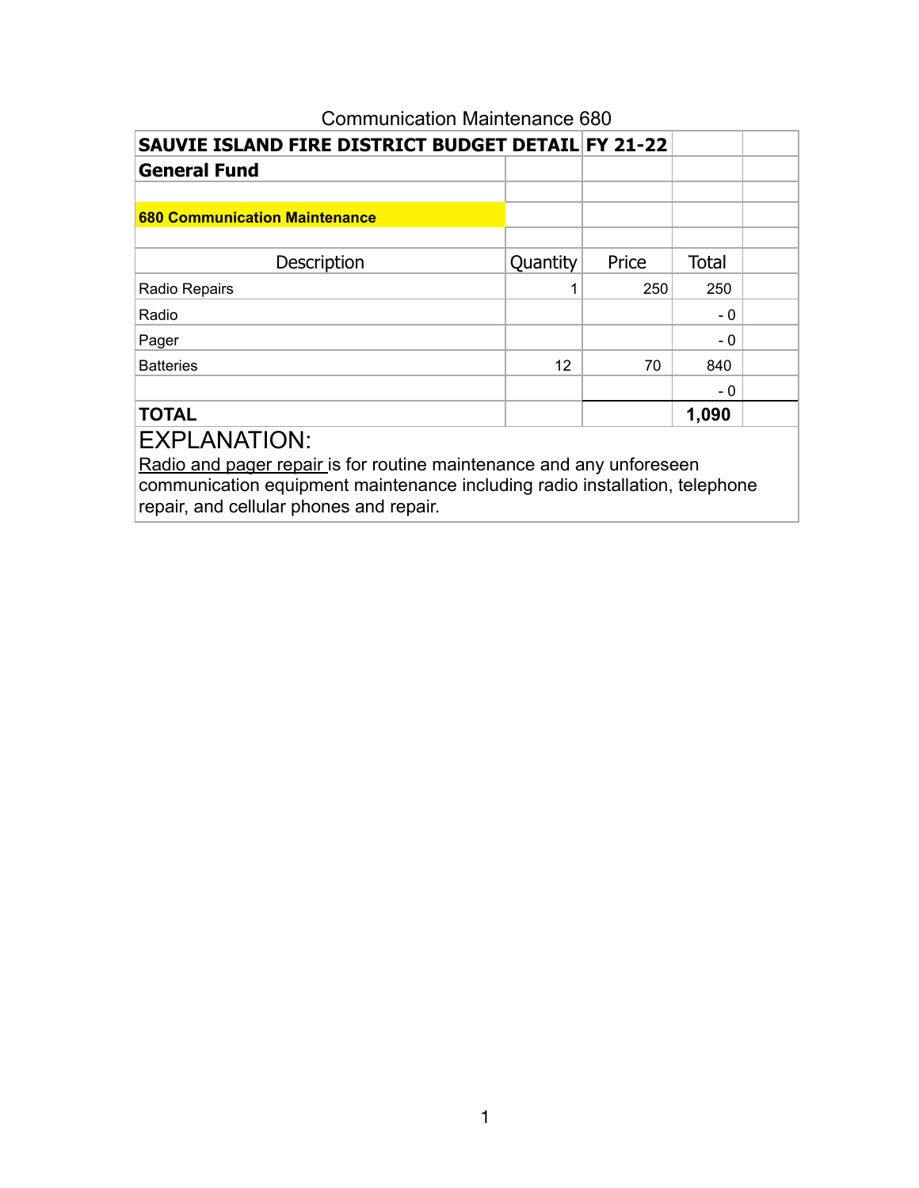Communication Maintenance 680

| SAUVIE ISLAND FIRE DISTRICT BUDGET DETAIL | FY 21-22 | | | |
|---|---|---|---|---|
| **General Fund** | | | | |
| | | | | |
| **680 Communication Maintenance** | | | | |
| | | | | |
| Description | Quantity | Price | Total | |
| Radio Repairs | 1 | 250 | 250 | |
| Radio | | | - 0 | |
| Pager | | | - 0 | |
| Batteries | 12 | 70 | 840 | |
| | | | - 0 | |
| **TOTAL** | | | **1,090** | |

EXPLANATION:

Radio and pager repair is for routine maintenance and any unforeseen communication equipment maintenance including radio installation, telephone repair, and cellular phones and repair.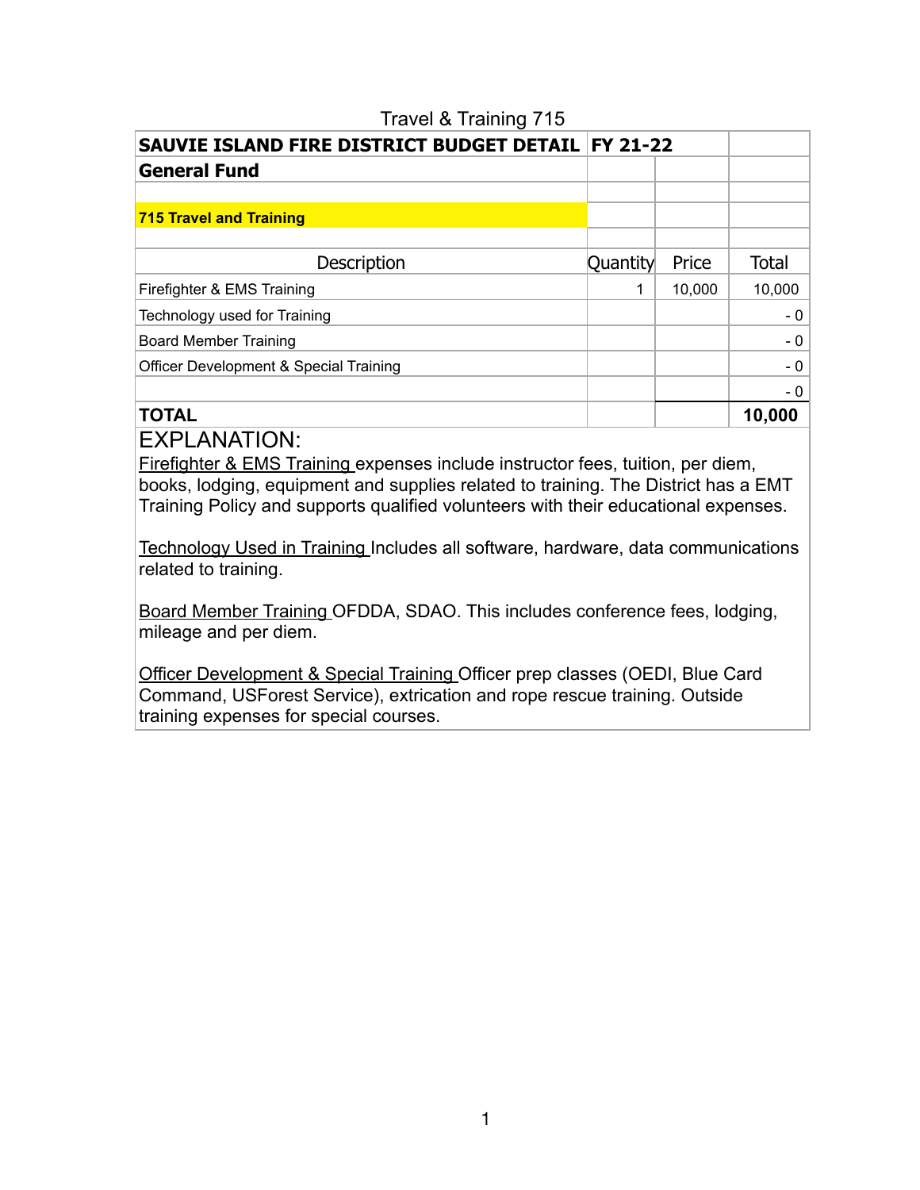Travel & Training 715

| SAUVIE ISLAND FIRE DISTRICT BUDGET DETAIL | FY 21-22 | | |
|---|---|---|---|
| **General Fund** | | | |
| | | | |
| **715 Travel and Training** | | | |
| | | | |
| Description | Quantity | Price | Total |
| Firefighter & EMS Training | 1 | 10,000 | 10,000 |
| Technology used for Training | | | - 0 |
| Board Member Training | | | - 0 |
| Officer Development & Special Training | | | - 0 |
| | | | - 0 |
| **TOTAL** | | | **10,000** |

EXPLANATION:

Firefighter & EMS Training expenses include instructor fees, tuition, per diem, books, lodging, equipment and supplies related to training. The District has a EMT Training Policy and supports qualified volunteers with their educational expenses.

Technology Used in Training Includes all software, hardware, data communications related to training.

Board Member Training OFDDA, SDAO. This includes conference fees, lodging, mileage and per diem.

Officer Development & Special Training Officer prep classes (OEDI, Blue Card Command, USForest Service), extrication and rope rescue training. Outside training expenses for special courses.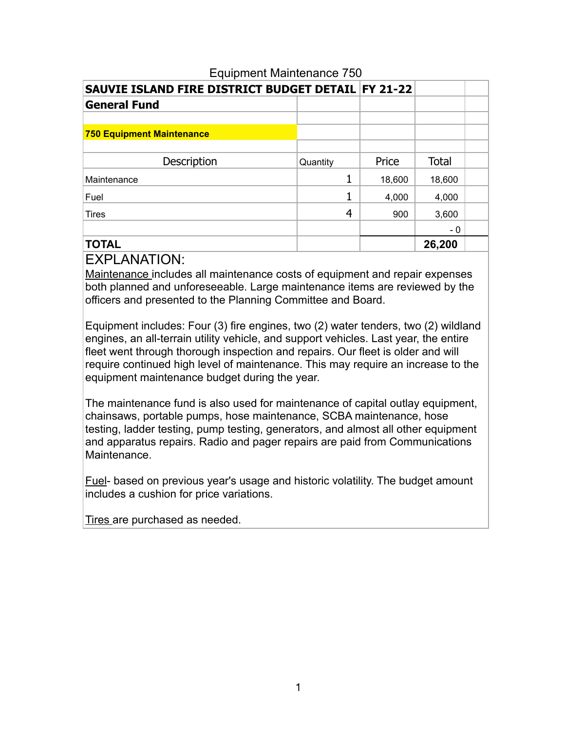Equipment Maintenance 750

| **SAUVIE ISLAND FIRE DISTRICT BUDGET DETAIL** | **FY 21-22** | | | |
|---|---|---|---|---|
| **General Fund** | | | | |
| | | | | |
| **750 Equipment Maintenance** | | | | |
| | | | | |
| Description | Quantity | Price | Total | |
| Maintenance | 1 | 18,600 | 18,600 | |
| Fuel | 1 | 4,000 | 4,000 | |
| Tires | 4 | 900 | 3,600 | |
| | | | - 0 | |
| **TOTAL** | | | **26,200** | |

EXPLANATION:

Maintenance includes all maintenance costs of equipment and repair expenses both planned and unforeseeable. Large maintenance items are reviewed by the officers and presented to the Planning Committee and Board.

Equipment includes: Four (3) fire engines, two (2) water tenders, two (2) wildland engines, an all-terrain utility vehicle, and support vehicles. Last year, the entire fleet went through thorough inspection and repairs. Our fleet is older and will require continued high level of maintenance. This may require an increase to the equipment maintenance budget during the year.

The maintenance fund is also used for maintenance of capital outlay equipment, chainsaws, portable pumps, hose maintenance, SCBA maintenance, hose testing, ladder testing, pump testing, generators, and almost all other equipment and apparatus repairs. Radio and pager repairs are paid from Communications Maintenance.

Fuel- based on previous year's usage and historic volatility. The budget amount includes a cushion for price variations.

Tires are purchased as needed.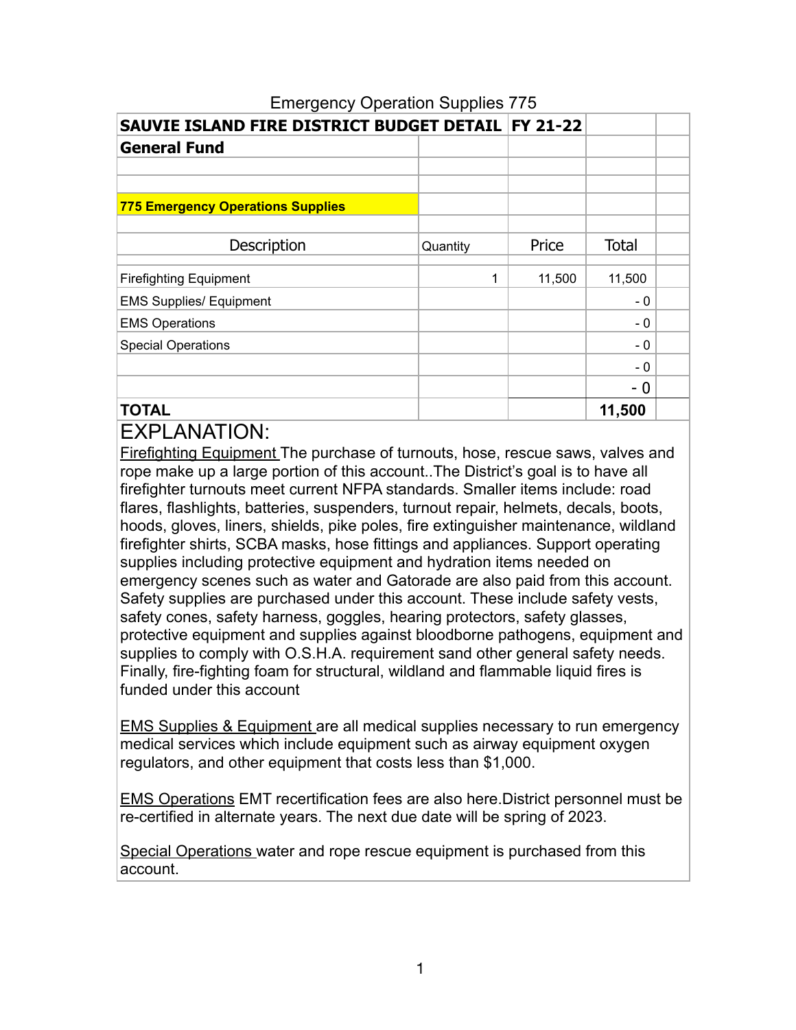Emergency Operation Supplies 775

| SAUVIE ISLAND FIRE DISTRICT BUDGET DETAIL | | FY 21-22 | | |
|---|---|---|---|---|
| **General Fund** | | | | |
| | | | | |
| | | | | |
| **775 Emergency Operations Supplies** | | | | |
| | | | | |
| Description | Quantity | Price | Total | |
| | | | | |
| Firefighting Equipment | 1 | 11,500 | 11,500 | |
| EMS Supplies/ Equipment | | | - 0 | |
| EMS Operations | | | - 0 | |
| Special Operations | | | - 0 | |
| | | | - 0 | |
| | | | - 0 | |
| **TOTAL** | | | **11,500** | |

## EXPLANATION:

Firefighting Equipment The purchase of turnouts, hose, rescue saws, valves and rope make up a large portion of this account..The District's goal is to have all firefighter turnouts meet current NFPA standards. Smaller items include: road flares, flashlights, batteries, suspenders, turnout repair, helmets, decals, boots, hoods, gloves, liners, shields, pike poles, fire extinguisher maintenance, wildland firefighter shirts, SCBA masks, hose fittings and appliances. Support operating supplies including protective equipment and hydration items needed on emergency scenes such as water and Gatorade are also paid from this account. Safety supplies are purchased under this account. These include safety vests, safety cones, safety harness, goggles, hearing protectors, safety glasses, protective equipment and supplies against bloodborne pathogens, equipment and supplies to comply with O.S.H.A. requirement sand other general safety needs. Finally, fire-fighting foam for structural, wildland and flammable liquid fires is funded under this account

EMS Supplies & Equipment are all medical supplies necessary to run emergency medical services which include equipment such as airway equipment oxygen regulators, and other equipment that costs less than $1,000.

EMS Operations EMT recertification fees are also here.District personnel must be re-certified in alternate years. The next due date will be spring of 2023.

Special Operations water and rope rescue equipment is purchased from this account.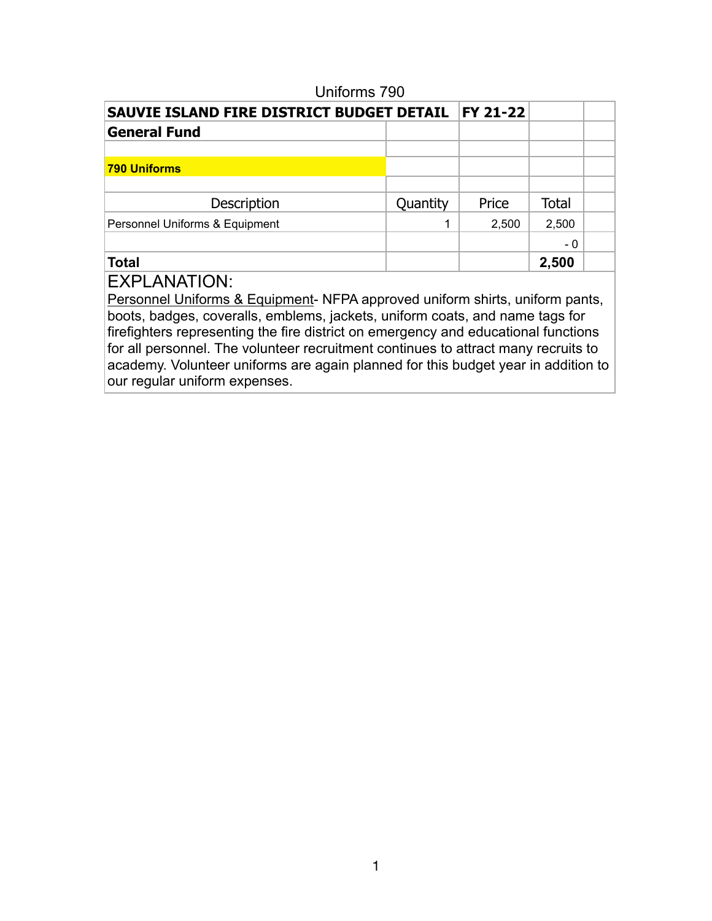Uniforms 790

| SAUVIE ISLAND FIRE DISTRICT BUDGET DETAIL | | FY 21-22 | | |
|---|---|---|---|---|
| **General Fund** | | | | |
| | | | | |
| **790 Uniforms** | | | | |
| | | | | |
| Description | Quantity | Price | Total | |
| Personnel Uniforms & Equipment | 1 | 2,500 | 2,500 | |
| | | | - 0 | |
| **Total** | | | **2,500** | |

EXPLANATION:

Personnel Uniforms & Equipment- NFPA approved uniform shirts, uniform pants, boots, badges, coveralls, emblems, jackets, uniform coats, and name tags for firefighters representing the fire district on emergency and educational functions for all personnel. The volunteer recruitment continues to attract many recruits to academy. Volunteer uniforms are again planned for this budget year in addition to our regular uniform expenses.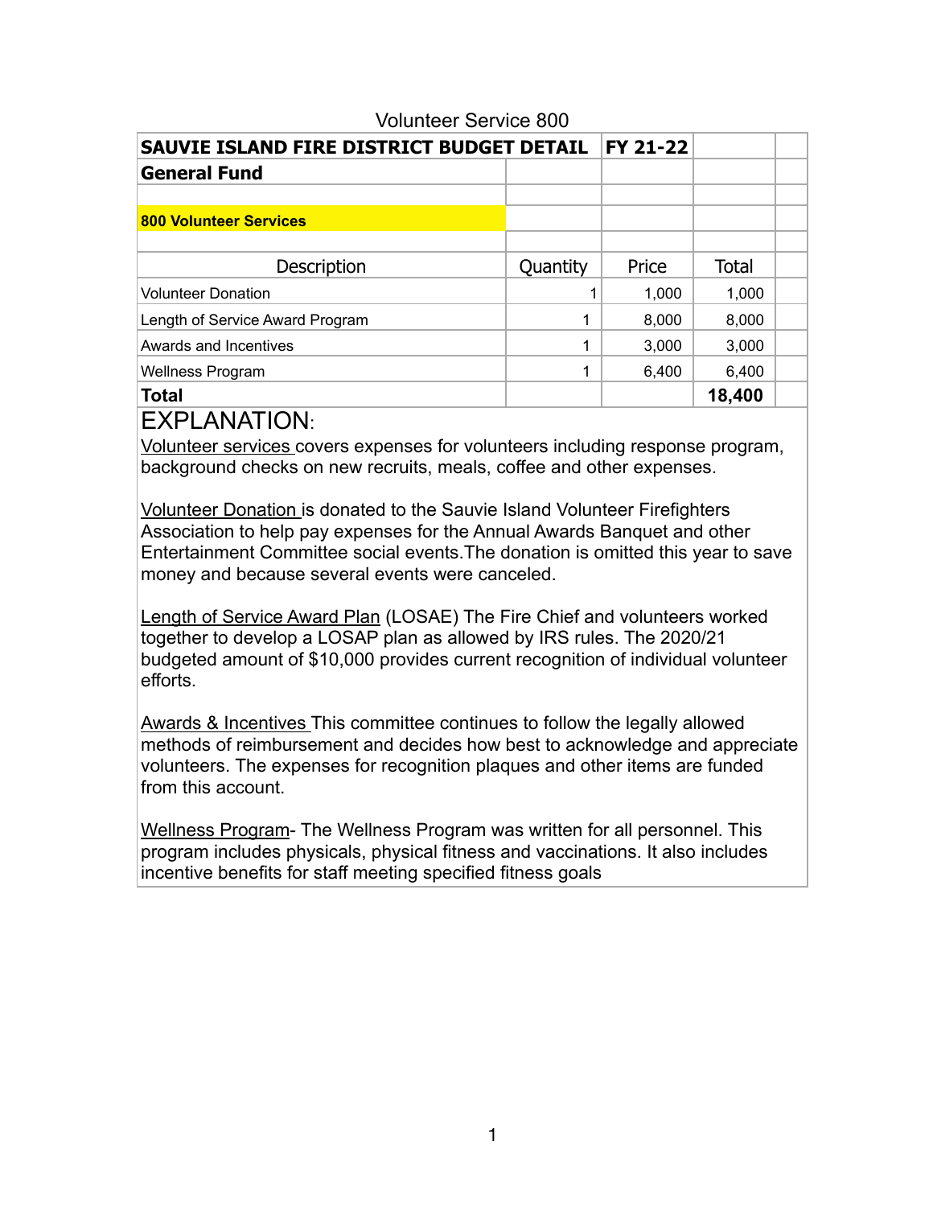Volunteer Service 800

| SAUVIE ISLAND FIRE DISTRICT BUDGET DETAIL | | FY 21-22 | | |
|---|---|---|---|---|
| **General Fund** | | | | |
| | | | | |
| **800 Volunteer Services** | | | | |
| | | | | |
| Description | Quantity | Price | Total | |
| Volunteer Donation | 1 | 1,000 | 1,000 | |
| Length of Service Award Program | 1 | 8,000 | 8,000 | |
| Awards and Incentives | 1 | 3,000 | 3,000 | |
| Wellness Program | 1 | 6,400 | 6,400 | |
| **Total** | | | **18,400** | |

# EXPLANATION:

Volunteer services covers expenses for volunteers including response program, background checks on new recruits, meals, coffee and other expenses.

Volunteer Donation is donated to the Sauvie Island Volunteer Firefighters Association to help pay expenses for the Annual Awards Banquet and other Entertainment Committee social events.The donation is omitted this year to save money and because several events were canceled.

Length of Service Award Plan (LOSAE) The Fire Chief and volunteers worked together to develop a LOSAP plan as allowed by IRS rules. The 2020/21 budgeted amount of $10,000 provides current recognition of individual volunteer efforts.

Awards & Incentives This committee continues to follow the legally allowed methods of reimbursement and decides how best to acknowledge and appreciate volunteers. The expenses for recognition plaques and other items are funded from this account.

Wellness Program- The Wellness Program was written for all personnel. This program includes physicals, physical fitness and vaccinations. It also includes incentive benefits for staff meeting specified fitness goals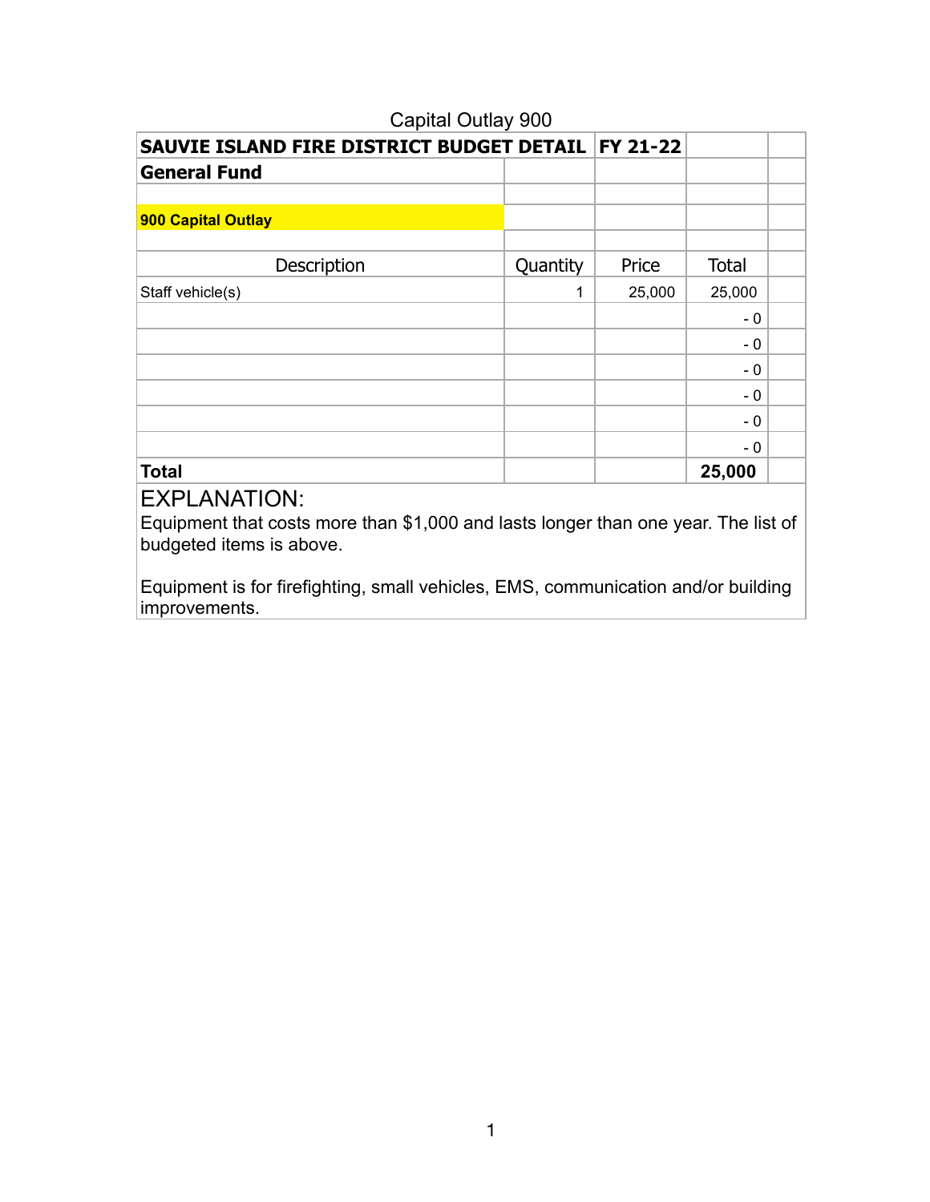Capital Outlay 900

| SAUVIE ISLAND FIRE DISTRICT BUDGET DETAIL | | FY 21-22 | | |
|---|---|---|---|---|
| **General Fund** | | | | |
| | | | | |
| **900 Capital Outlay** | | | | |
| | | | | |
| Description | Quantity | Price | Total | |
| Staff vehicle(s) | 1 | 25,000 | 25,000 | |
| | | | - 0 | |
| | | | - 0 | |
| | | | - 0 | |
| | | | - 0 | |
| | | | - 0 | |
| | | | - 0 | |
| **Total** | | | **25,000** | |

EXPLANATION:

Equipment that costs more than $1,000 and lasts longer than one year. The list of budgeted items is above.

Equipment is for firefighting, small vehicles, EMS, communication and/or building improvements.